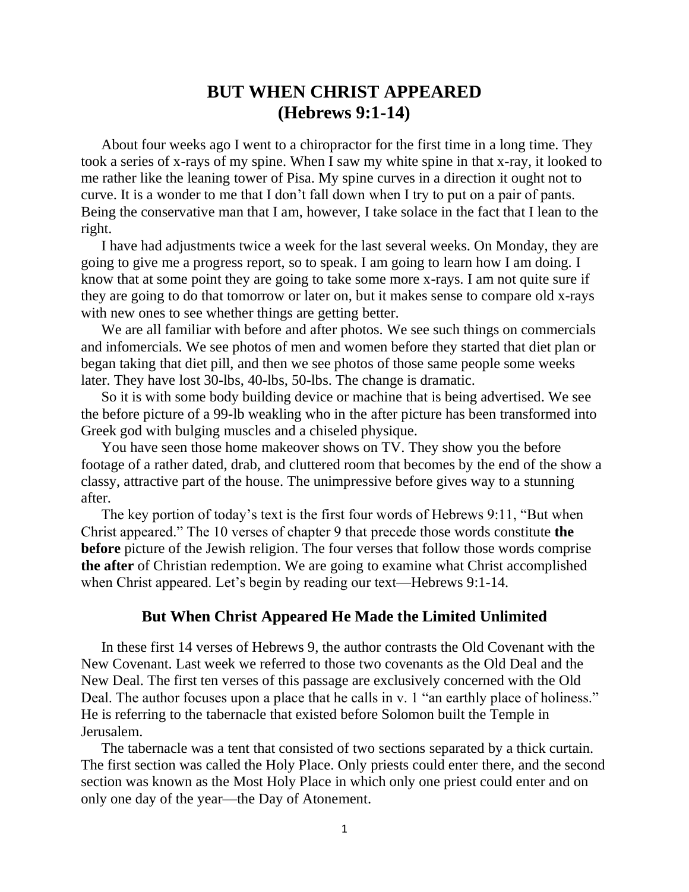# BUT WHEN CHRIST APPEARED
# (Hebrews 9:1-14)

About four weeks ago I went to a chiropractor for the first time in a long time. They took a series of x-rays of my spine. When I saw my white spine in that x-ray, it looked to me rather like the leaning tower of Pisa. My spine curves in a direction it ought not to curve. It is a wonder to me that I don't fall down when I try to put on a pair of pants. Being the conservative man that I am, however, I take solace in the fact that I lean to the right.

I have had adjustments twice a week for the last several weeks. On Monday, they are going to give me a progress report, so to speak. I am going to learn how I am doing. I know that at some point they are going to take some more x-rays. I am not quite sure if they are going to do that tomorrow or later on, but it makes sense to compare old x-rays with new ones to see whether things are getting better.

We are all familiar with before and after photos. We see such things on commercials and infomercials. We see photos of men and women before they started that diet plan or began taking that diet pill, and then we see photos of those same people some weeks later. They have lost 30-lbs, 40-lbs, 50-lbs. The change is dramatic.

So it is with some body building device or machine that is being advertised. We see the before picture of a 99-lb weakling who in the after picture has been transformed into Greek god with bulging muscles and a chiseled physique.

You have seen those home makeover shows on TV. They show you the before footage of a rather dated, drab, and cluttered room that becomes by the end of the show a classy, attractive part of the house. The unimpressive before gives way to a stunning after.

The key portion of today's text is the first four words of Hebrews 9:11, "But when Christ appeared." The 10 verses of chapter 9 that precede those words constitute **the before** picture of the Jewish religion. The four verses that follow those words comprise **the after** of Christian redemption. We are going to examine what Christ accomplished when Christ appeared. Let's begin by reading our text—Hebrews 9:1-14.

## But When Christ Appeared He Made the Limited Unlimited

In these first 14 verses of Hebrews 9, the author contrasts the Old Covenant with the New Covenant. Last week we referred to those two covenants as the Old Deal and the New Deal. The first ten verses of this passage are exclusively concerned with the Old Deal. The author focuses upon a place that he calls in v. 1 "an earthly place of holiness." He is referring to the tabernacle that existed before Solomon built the Temple in Jerusalem.

The tabernacle was a tent that consisted of two sections separated by a thick curtain. The first section was called the Holy Place. Only priests could enter there, and the second section was known as the Most Holy Place in which only one priest could enter and on only one day of the year—the Day of Atonement.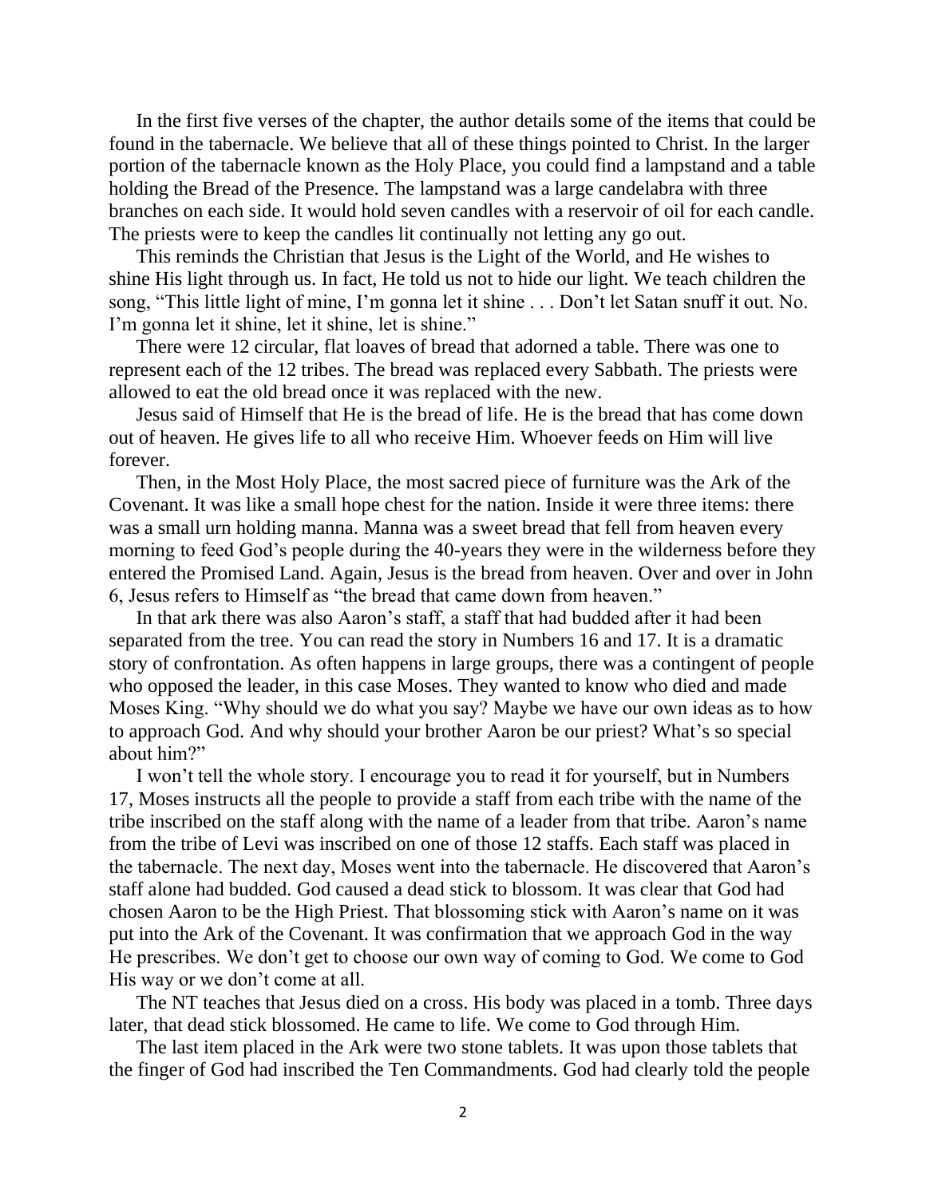In the first five verses of the chapter, the author details some of the items that could be found in the tabernacle. We believe that all of these things pointed to Christ. In the larger portion of the tabernacle known as the Holy Place, you could find a lampstand and a table holding the Bread of the Presence. The lampstand was a large candelabra with three branches on each side. It would hold seven candles with a reservoir of oil for each candle. The priests were to keep the candles lit continually not letting any go out.

This reminds the Christian that Jesus is the Light of the World, and He wishes to shine His light through us. In fact, He told us not to hide our light. We teach children the song, "This little light of mine, I'm gonna let it shine . . . Don't let Satan snuff it out. No. I'm gonna let it shine, let it shine, let is shine."

There were 12 circular, flat loaves of bread that adorned a table. There was one to represent each of the 12 tribes. The bread was replaced every Sabbath. The priests were allowed to eat the old bread once it was replaced with the new.

Jesus said of Himself that He is the bread of life. He is the bread that has come down out of heaven. He gives life to all who receive Him. Whoever feeds on Him will live forever.

Then, in the Most Holy Place, the most sacred piece of furniture was the Ark of the Covenant. It was like a small hope chest for the nation. Inside it were three items: there was a small urn holding manna. Manna was a sweet bread that fell from heaven every morning to feed God's people during the 40-years they were in the wilderness before they entered the Promised Land. Again, Jesus is the bread from heaven. Over and over in John 6, Jesus refers to Himself as "the bread that came down from heaven."

In that ark there was also Aaron's staff, a staff that had budded after it had been separated from the tree. You can read the story in Numbers 16 and 17. It is a dramatic story of confrontation. As often happens in large groups, there was a contingent of people who opposed the leader, in this case Moses. They wanted to know who died and made Moses King. "Why should we do what you say? Maybe we have our own ideas as to how to approach God. And why should your brother Aaron be our priest? What's so special about him?"

I won't tell the whole story. I encourage you to read it for yourself, but in Numbers 17, Moses instructs all the people to provide a staff from each tribe with the name of the tribe inscribed on the staff along with the name of a leader from that tribe. Aaron's name from the tribe of Levi was inscribed on one of those 12 staffs. Each staff was placed in the tabernacle. The next day, Moses went into the tabernacle. He discovered that Aaron's staff alone had budded. God caused a dead stick to blossom. It was clear that God had chosen Aaron to be the High Priest. That blossoming stick with Aaron's name on it was put into the Ark of the Covenant. It was confirmation that we approach God in the way He prescribes. We don't get to choose our own way of coming to God. We come to God His way or we don't come at all.

The NT teaches that Jesus died on a cross. His body was placed in a tomb. Three days later, that dead stick blossomed. He came to life. We come to God through Him.

The last item placed in the Ark were two stone tablets. It was upon those tablets that the finger of God had inscribed the Ten Commandments. God had clearly told the people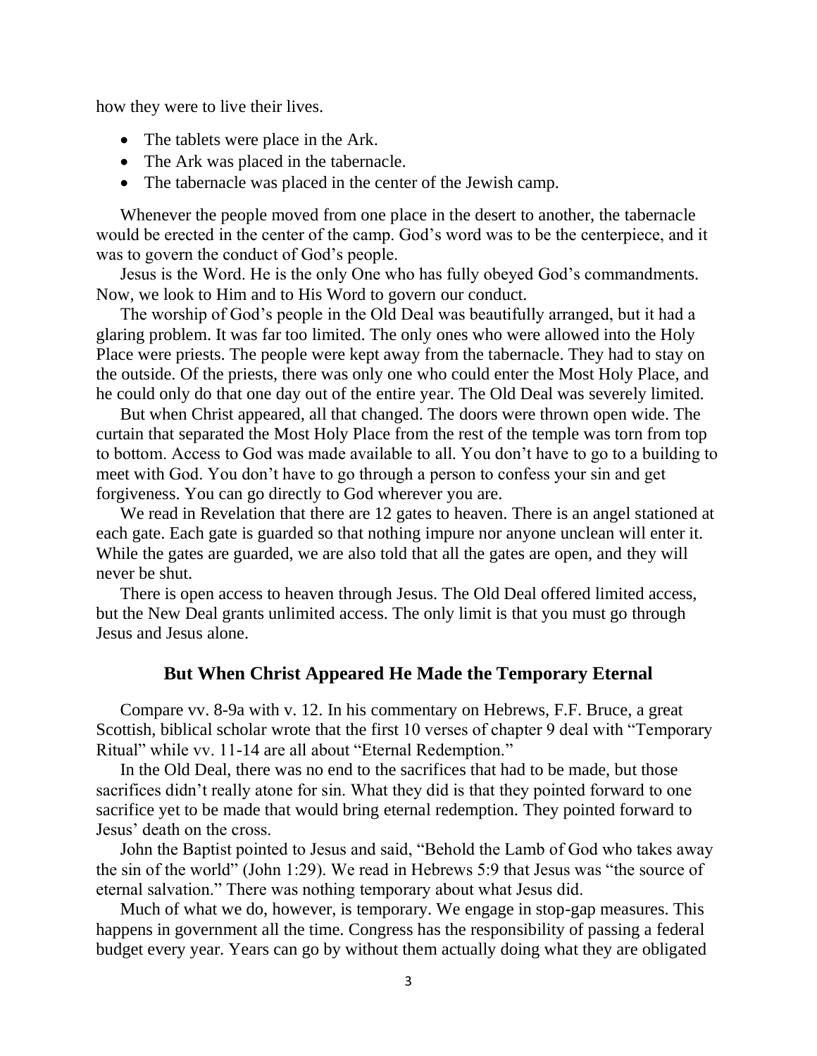how they were to live their lives.

- The tablets were place in the Ark.
- The Ark was placed in the tabernacle.
- The tabernacle was placed in the center of the Jewish camp.

Whenever the people moved from one place in the desert to another, the tabernacle would be erected in the center of the camp. God's word was to be the centerpiece, and it was to govern the conduct of God's people.

Jesus is the Word. He is the only One who has fully obeyed God's commandments. Now, we look to Him and to His Word to govern our conduct.

The worship of God's people in the Old Deal was beautifully arranged, but it had a glaring problem. It was far too limited. The only ones who were allowed into the Holy Place were priests. The people were kept away from the tabernacle. They had to stay on the outside. Of the priests, there was only one who could enter the Most Holy Place, and he could only do that one day out of the entire year. The Old Deal was severely limited.

But when Christ appeared, all that changed. The doors were thrown open wide. The curtain that separated the Most Holy Place from the rest of the temple was torn from top to bottom. Access to God was made available to all. You don't have to go to a building to meet with God. You don't have to go through a person to confess your sin and get forgiveness. You can go directly to God wherever you are.

We read in Revelation that there are 12 gates to heaven. There is an angel stationed at each gate. Each gate is guarded so that nothing impure nor anyone unclean will enter it. While the gates are guarded, we are also told that all the gates are open, and they will never be shut.

There is open access to heaven through Jesus. The Old Deal offered limited access, but the New Deal grants unlimited access. The only limit is that you must go through Jesus and Jesus alone.

## But When Christ Appeared He Made the Temporary Eternal

Compare vv. 8-9a with v. 12. In his commentary on Hebrews, F.F. Bruce, a great Scottish, biblical scholar wrote that the first 10 verses of chapter 9 deal with "Temporary Ritual" while vv. 11-14 are all about "Eternal Redemption."

In the Old Deal, there was no end to the sacrifices that had to be made, but those sacrifices didn't really atone for sin. What they did is that they pointed forward to one sacrifice yet to be made that would bring eternal redemption. They pointed forward to Jesus' death on the cross.

John the Baptist pointed to Jesus and said, "Behold the Lamb of God who takes away the sin of the world" (John 1:29). We read in Hebrews 5:9 that Jesus was "the source of eternal salvation." There was nothing temporary about what Jesus did.

Much of what we do, however, is temporary. We engage in stop-gap measures. This happens in government all the time. Congress has the responsibility of passing a federal budget every year. Years can go by without them actually doing what they are obligated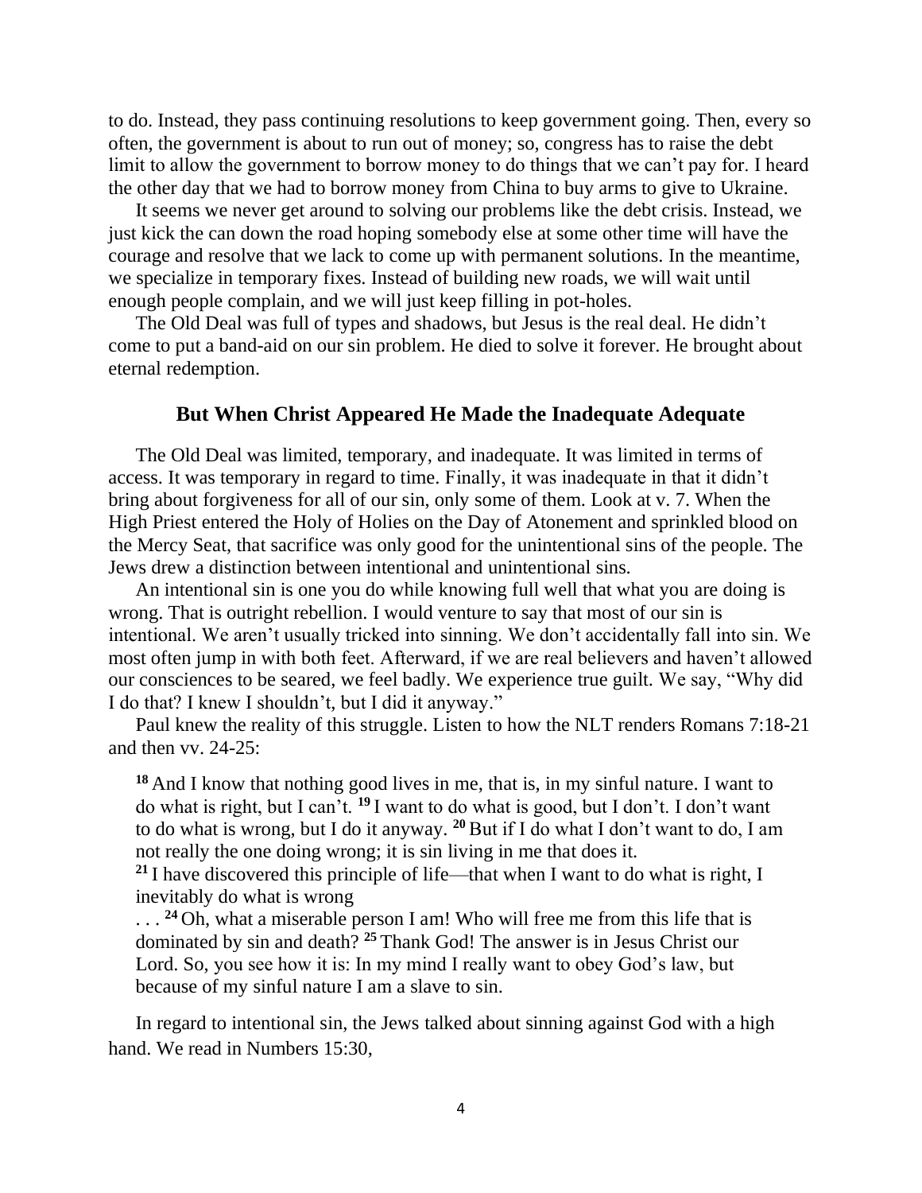to do. Instead, they pass continuing resolutions to keep government going. Then, every so often, the government is about to run out of money; so, congress has to raise the debt limit to allow the government to borrow money to do things that we can't pay for. I heard the other day that we had to borrow money from China to buy arms to give to Ukraine.

It seems we never get around to solving our problems like the debt crisis. Instead, we just kick the can down the road hoping somebody else at some other time will have the courage and resolve that we lack to come up with permanent solutions. In the meantime, we specialize in temporary fixes. Instead of building new roads, we will wait until enough people complain, and we will just keep filling in pot-holes.

The Old Deal was full of types and shadows, but Jesus is the real deal. He didn't come to put a band-aid on our sin problem. He died to solve it forever. He brought about eternal redemption.

### But When Christ Appeared He Made the Inadequate Adequate

The Old Deal was limited, temporary, and inadequate. It was limited in terms of access. It was temporary in regard to time. Finally, it was inadequate in that it didn't bring about forgiveness for all of our sin, only some of them. Look at v. 7. When the High Priest entered the Holy of Holies on the Day of Atonement and sprinkled blood on the Mercy Seat, that sacrifice was only good for the unintentional sins of the people. The Jews drew a distinction between intentional and unintentional sins.

An intentional sin is one you do while knowing full well that what you are doing is wrong. That is outright rebellion. I would venture to say that most of our sin is intentional. We aren't usually tricked into sinning. We don't accidentally fall into sin. We most often jump in with both feet. Afterward, if we are real believers and haven't allowed our consciences to be seared, we feel badly. We experience true guilt. We say, "Why did I do that? I knew I shouldn't, but I did it anyway."

Paul knew the reality of this struggle. Listen to how the NLT renders Romans 7:18-21 and then vv. 24-25:

> **18** And I know that nothing good lives in me, that is, in my sinful nature. I want to do what is right, but I can't. **19** I want to do what is good, but I don't. I don't want to do what is wrong, but I do it anyway. **20** But if I do what I don't want to do, I am not really the one doing wrong; it is sin living in me that does it.
> **21** I have discovered this principle of life—that when I want to do what is right, I inevitably do what is wrong
> . . . **24** Oh, what a miserable person I am! Who will free me from this life that is dominated by sin and death? **25** Thank God! The answer is in Jesus Christ our Lord. So, you see how it is: In my mind I really want to obey God's law, but because of my sinful nature I am a slave to sin.

In regard to intentional sin, the Jews talked about sinning against God with a high hand. We read in Numbers 15:30,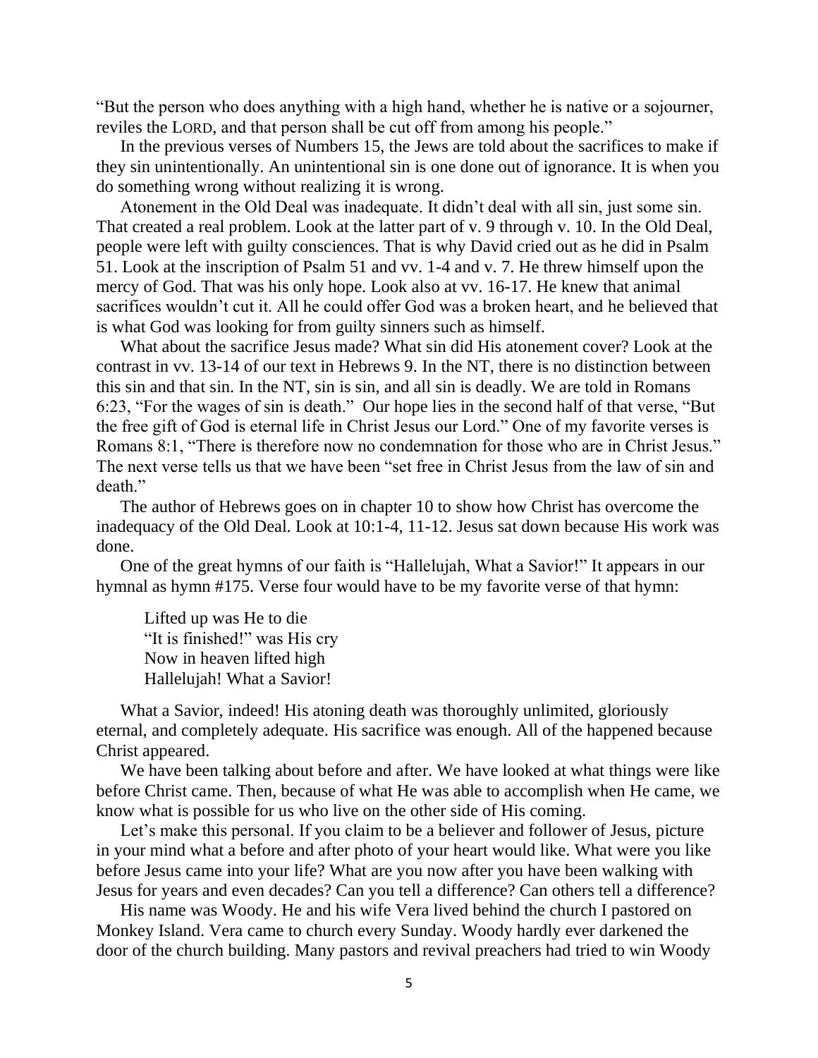"But the person who does anything with a high hand, whether he is native or a sojourner, reviles the LORD, and that person shall be cut off from among his people."

In the previous verses of Numbers 15, the Jews are told about the sacrifices to make if they sin unintentionally. An unintentional sin is one done out of ignorance. It is when you do something wrong without realizing it is wrong.

Atonement in the Old Deal was inadequate. It didn't deal with all sin, just some sin. That created a real problem. Look at the latter part of v. 9 through v. 10. In the Old Deal, people were left with guilty consciences. That is why David cried out as he did in Psalm 51. Look at the inscription of Psalm 51 and vv. 1-4 and v. 7. He threw himself upon the mercy of God. That was his only hope. Look also at vv. 16-17. He knew that animal sacrifices wouldn't cut it. All he could offer God was a broken heart, and he believed that is what God was looking for from guilty sinners such as himself.

What about the sacrifice Jesus made? What sin did His atonement cover? Look at the contrast in vv. 13-14 of our text in Hebrews 9. In the NT, there is no distinction between this sin and that sin. In the NT, sin is sin, and all sin is deadly. We are told in Romans 6:23, "For the wages of sin is death." Our hope lies in the second half of that verse, "But the free gift of God is eternal life in Christ Jesus our Lord." One of my favorite verses is Romans 8:1, "There is therefore now no condemnation for those who are in Christ Jesus." The next verse tells us that we have been "set free in Christ Jesus from the law of sin and death."

The author of Hebrews goes on in chapter 10 to show how Christ has overcome the inadequacy of the Old Deal. Look at 10:1-4, 11-12. Jesus sat down because His work was done.

One of the great hymns of our faith is "Hallelujah, What a Savior!" It appears in our hymnal as hymn #175. Verse four would have to be my favorite verse of that hymn:

> Lifted up was He to die
> "It is finished!" was His cry
> Now in heaven lifted high
> Hallelujah! What a Savior!

What a Savior, indeed! His atoning death was thoroughly unlimited, gloriously eternal, and completely adequate. His sacrifice was enough. All of the happened because Christ appeared.

We have been talking about before and after. We have looked at what things were like before Christ came. Then, because of what He was able to accomplish when He came, we know what is possible for us who live on the other side of His coming.

Let's make this personal. If you claim to be a believer and follower of Jesus, picture in your mind what a before and after photo of your heart would like. What were you like before Jesus came into your life? What are you now after you have been walking with Jesus for years and even decades? Can you tell a difference? Can others tell a difference?

His name was Woody. He and his wife Vera lived behind the church I pastored on Monkey Island. Vera came to church every Sunday. Woody hardly ever darkened the door of the church building. Many pastors and revival preachers had tried to win Woody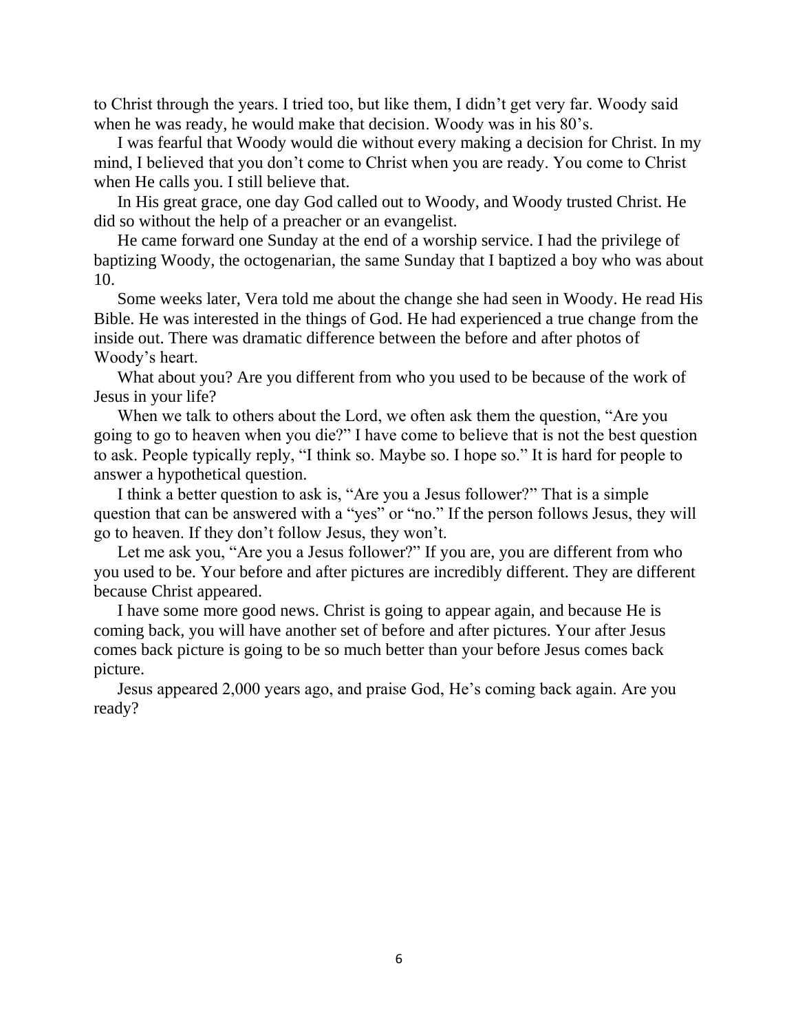to Christ through the years. I tried too, but like them, I didn't get very far. Woody said when he was ready, he would make that decision. Woody was in his 80's.

I was fearful that Woody would die without every making a decision for Christ. In my mind, I believed that you don't come to Christ when you are ready. You come to Christ when He calls you. I still believe that.

In His great grace, one day God called out to Woody, and Woody trusted Christ. He did so without the help of a preacher or an evangelist.

He came forward one Sunday at the end of a worship service. I had the privilege of baptizing Woody, the octogenarian, the same Sunday that I baptized a boy who was about 10.

Some weeks later, Vera told me about the change she had seen in Woody. He read His Bible. He was interested in the things of God. He had experienced a true change from the inside out. There was dramatic difference between the before and after photos of Woody's heart.

What about you? Are you different from who you used to be because of the work of Jesus in your life?

When we talk to others about the Lord, we often ask them the question, "Are you going to go to heaven when you die?" I have come to believe that is not the best question to ask. People typically reply, "I think so. Maybe so. I hope so." It is hard for people to answer a hypothetical question.

I think a better question to ask is, "Are you a Jesus follower?" That is a simple question that can be answered with a "yes" or "no." If the person follows Jesus, they will go to heaven. If they don't follow Jesus, they won't.

Let me ask you, "Are you a Jesus follower?" If you are, you are different from who you used to be. Your before and after pictures are incredibly different. They are different because Christ appeared.

I have some more good news. Christ is going to appear again, and because He is coming back, you will have another set of before and after pictures. Your after Jesus comes back picture is going to be so much better than your before Jesus comes back picture.

Jesus appeared 2,000 years ago, and praise God, He's coming back again. Are you ready?